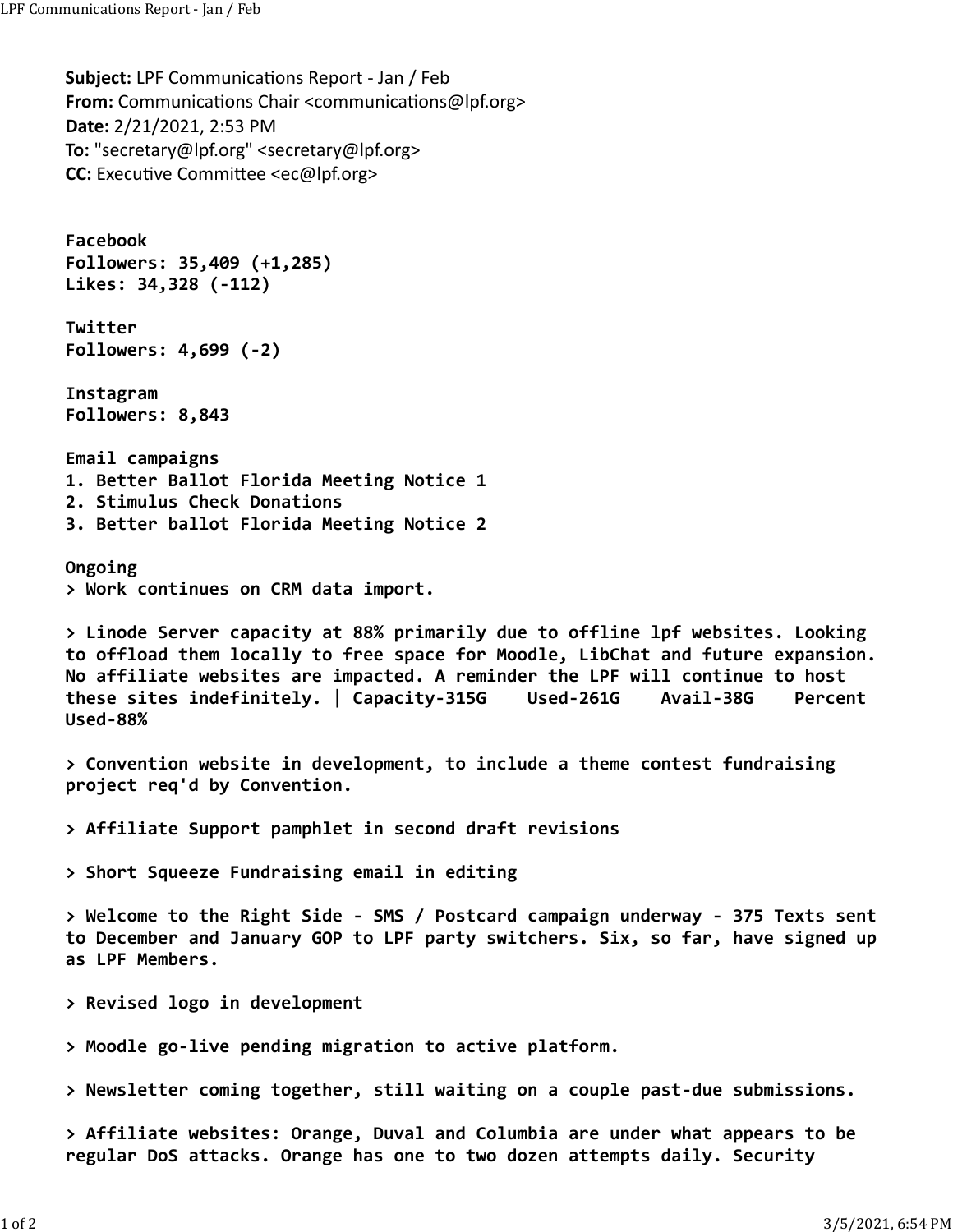**Subject:** LPF Communications Report - Jan / Feb
**From:** Communications Chair <communications@lpf.org>
**Date:** 2/21/2021, 2:53 PM
**To:** "secretary@lpf.org" <secretary@lpf.org>
**CC:** Executive Committee <ec@lpf.org>

**Facebook**
**Followers: 35,409 (+1,285)**
**Likes: 34,328 (-112)**

**Twitter**
**Followers: 4,699 (-2)**

**Instagram**
**Followers: 8,843**

**Email campaigns**
**1. Better Ballot Florida Meeting Notice 1**
**2. Stimulus Check Donations**
**3. Better ballot Florida Meeting Notice 2**

**Ongoing**
**> Work continues on CRM data import.**

**> Linode Server capacity at 88% primarily due to offline lpf websites. Looking to offload them locally to free space for Moodle, LibChat and future expansion. No affiliate websites are impacted. A reminder the LPF will continue to host these sites indefinitely. | Capacity-315G Used-261G Avail-38G Percent Used-88%**

**> Convention website in development, to include a theme contest fundraising project req'd by Convention.**

**> Affiliate Support pamphlet in second draft revisions**

**> Short Squeeze Fundraising email in editing**

**> Welcome to the Right Side - SMS / Postcard campaign underway - 375 Texts sent to December and January GOP to LPF party switchers. Six, so far, have signed up as LPF Members.**

**> Revised logo in development**

**> Moodle go-live pending migration to active platform.**

**> Newsletter coming together, still waiting on a couple past-due submissions.**

**> Affiliate websites: Orange, Duval and Columbia are under what appears to be regular DoS attacks. Orange has one to two dozen attempts daily. Security**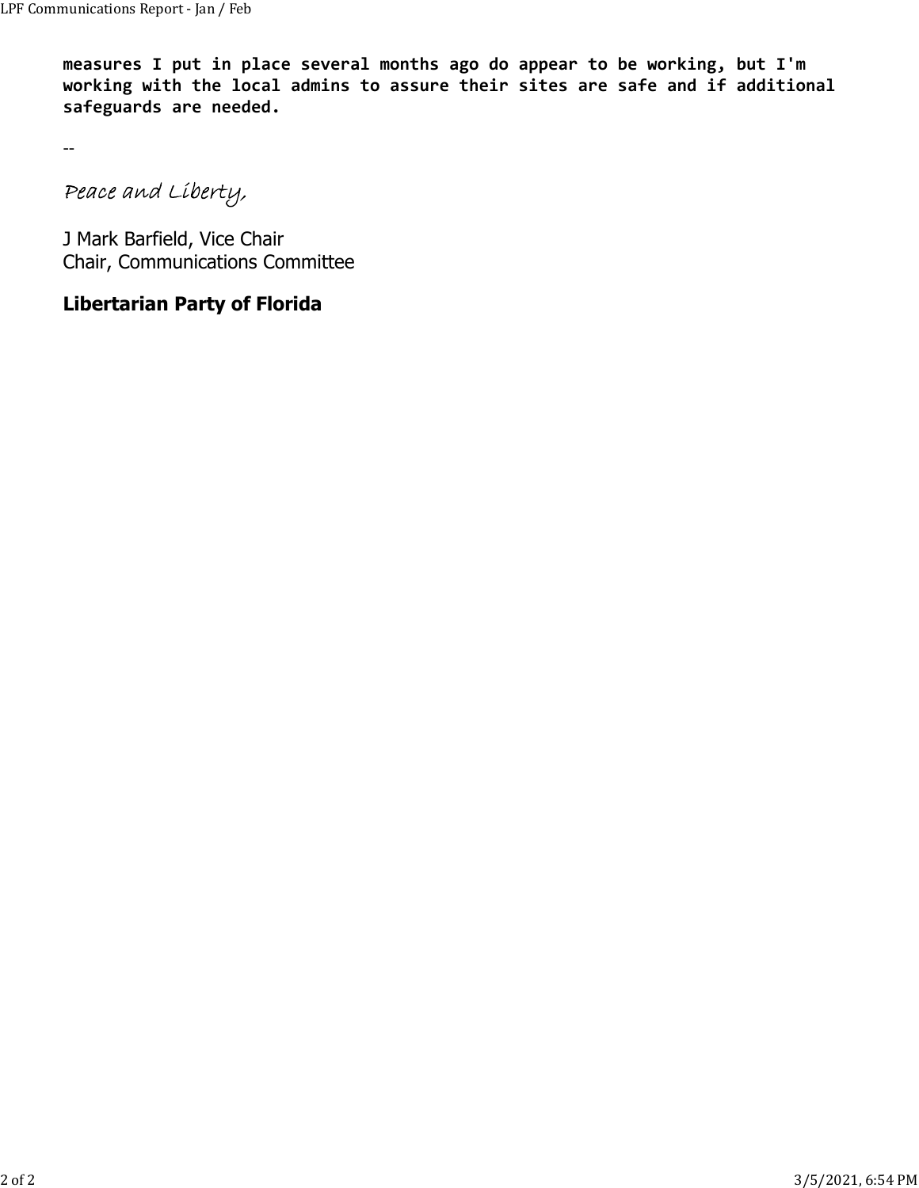**measures I put in place several months ago do appear to be working, but I'm working with the local admins to assure their sites are safe and if additional safeguards are needed.**

--

*Peace and Liberty,*

J Mark Barfield, Vice Chair
Chair, Communications Committee

**Libertarian Party of Florida**